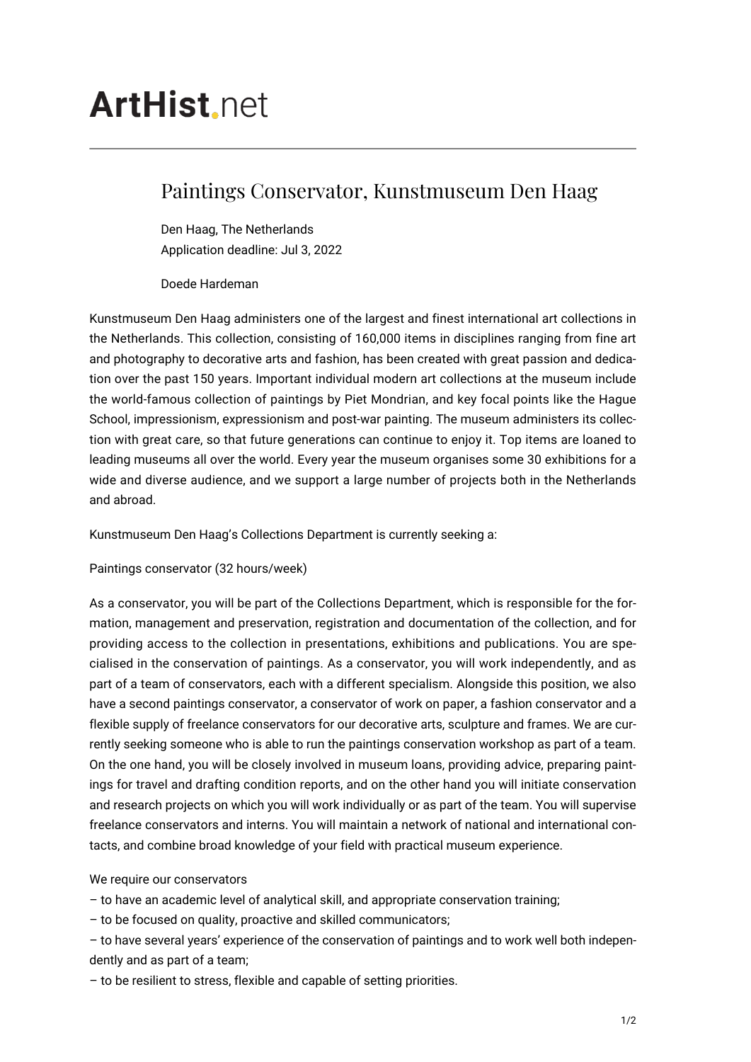# ArtHist.net

## Paintings Conservator, Kunstmuseum Den Haag

Den Haag, The Netherlands
Application deadline: Jul 3, 2022

Doede Hardeman

Kunstmuseum Den Haag administers one of the largest and finest international art collections in the Netherlands. This collection, consisting of 160,000 items in disciplines ranging from fine art and photography to decorative arts and fashion, has been created with great passion and dedication over the past 150 years. Important individual modern art collections at the museum include the world-famous collection of paintings by Piet Mondrian, and key focal points like the Hague School, impressionism, expressionism and post-war painting. The museum administers its collection with great care, so that future generations can continue to enjoy it. Top items are loaned to leading museums all over the world. Every year the museum organises some 30 exhibitions for a wide and diverse audience, and we support a large number of projects both in the Netherlands and abroad.

Kunstmuseum Den Haag's Collections Department is currently seeking a:

Paintings conservator (32 hours/week)

As a conservator, you will be part of the Collections Department, which is responsible for the formation, management and preservation, registration and documentation of the collection, and for providing access to the collection in presentations, exhibitions and publications. You are specialised in the conservation of paintings. As a conservator, you will work independently, and as part of a team of conservators, each with a different specialism. Alongside this position, we also have a second paintings conservator, a conservator of work on paper, a fashion conservator and a flexible supply of freelance conservators for our decorative arts, sculpture and frames. We are currently seeking someone who is able to run the paintings conservation workshop as part of a team. On the one hand, you will be closely involved in museum loans, providing advice, preparing paintings for travel and drafting condition reports, and on the other hand you will initiate conservation and research projects on which you will work individually or as part of the team. You will supervise freelance conservators and interns. You will maintain a network of national and international contacts, and combine broad knowledge of your field with practical museum experience.

We require our conservators

– to have an academic level of analytical skill, and appropriate conservation training;
– to be focused on quality, proactive and skilled communicators;
– to have several years' experience of the conservation of paintings and to work well both independently and as part of a team;
– to be resilient to stress, flexible and capable of setting priorities.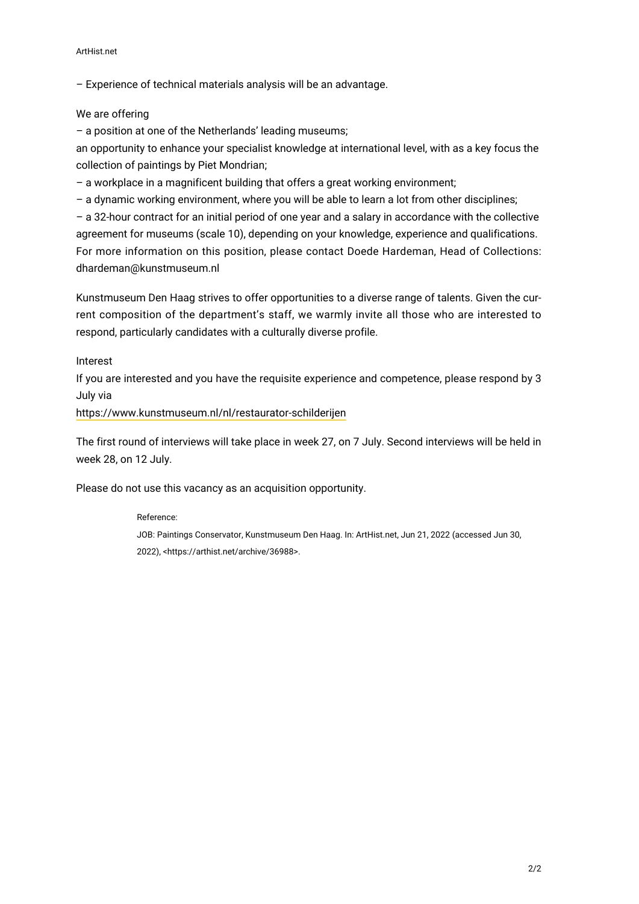– Experience of technical materials analysis will be an advantage.

We are offering

– a position at one of the Netherlands' leading museums;

an opportunity to enhance your specialist knowledge at international level, with as a key focus the collection of paintings by Piet Mondrian;

– a workplace in a magnificent building that offers a great working environment;

– a dynamic working environment, where you will be able to learn a lot from other disciplines;

– a 32-hour contract for an initial period of one year and a salary in accordance with the collective agreement for museums (scale 10), depending on your knowledge, experience and qualifications.
For more information on this position, please contact Doede Hardeman, Head of Collections: dhardeman@kunstmuseum.nl

Kunstmuseum Den Haag strives to offer opportunities to a diverse range of talents. Given the current composition of the department's staff, we warmly invite all those who are interested to respond, particularly candidates with a culturally diverse profile.

Interest

If you are interested and you have the requisite experience and competence, please respond by 3 July via

https://www.kunstmuseum.nl/nl/restaurator-schilderijen

The first round of interviews will take place in week 27, on 7 July. Second interviews will be held in week 28, on 12 July.

Please do not use this vacancy as an acquisition opportunity.

Reference:

JOB: Paintings Conservator, Kunstmuseum Den Haag. In: ArtHist.net, Jun 21, 2022 (accessed Jun 30, 2022), <https://arthist.net/archive/36988>.